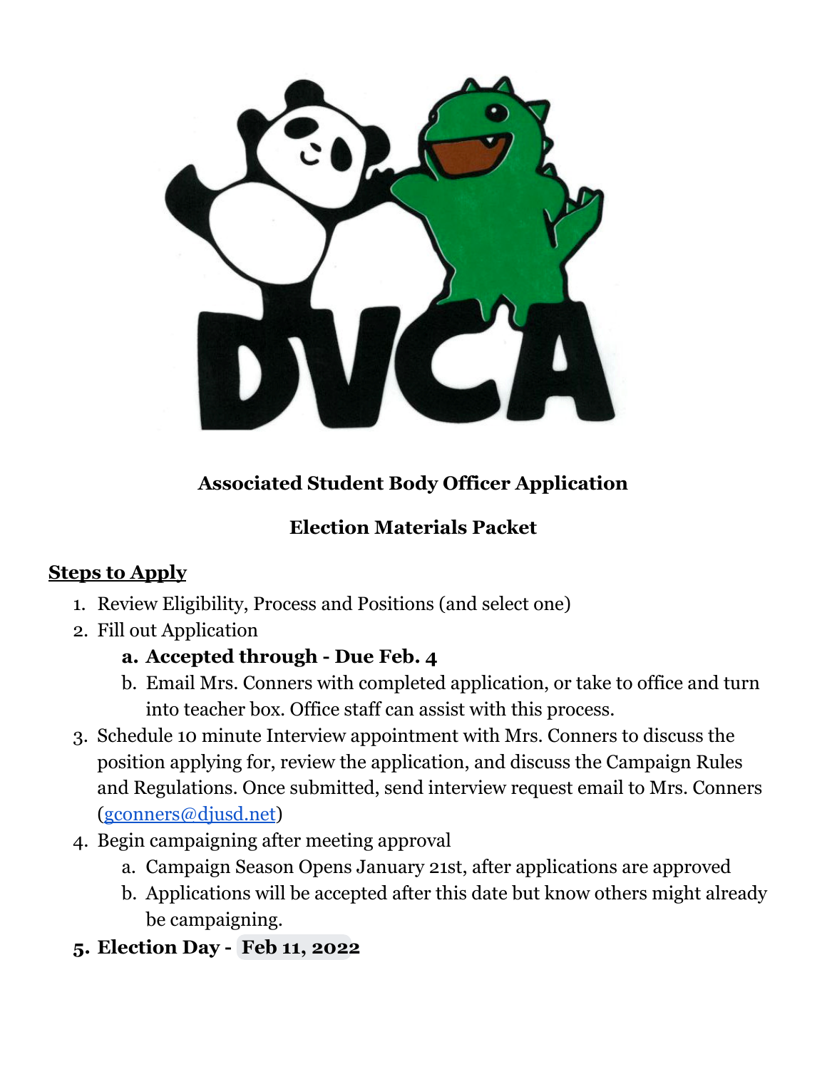**Associated Student Body Officer Application**

**Election Materials Packet**

## Steps to Apply

1. Review Eligibility, Process and Positions (and select one)
2. Fill out Application
    a. **Accepted through - Due Feb. 4**
    b. Email Mrs. Conners with completed application, or take to office and turn into teacher box. Office staff can assist with this process.
3. Schedule 10 minute Interview appointment with Mrs. Conners to discuss the position applying for, review the application, and discuss the Campaign Rules and Regulations. Once submitted, send interview request email to Mrs. Conners (gconners@djusd.net)
4. Begin campaigning after meeting approval
    a. Campaign Season Opens January 21st, after applications are approved
    b. Applications will be accepted after this date but know others might already be campaigning.
5. **Election Day - Feb 11, 2022**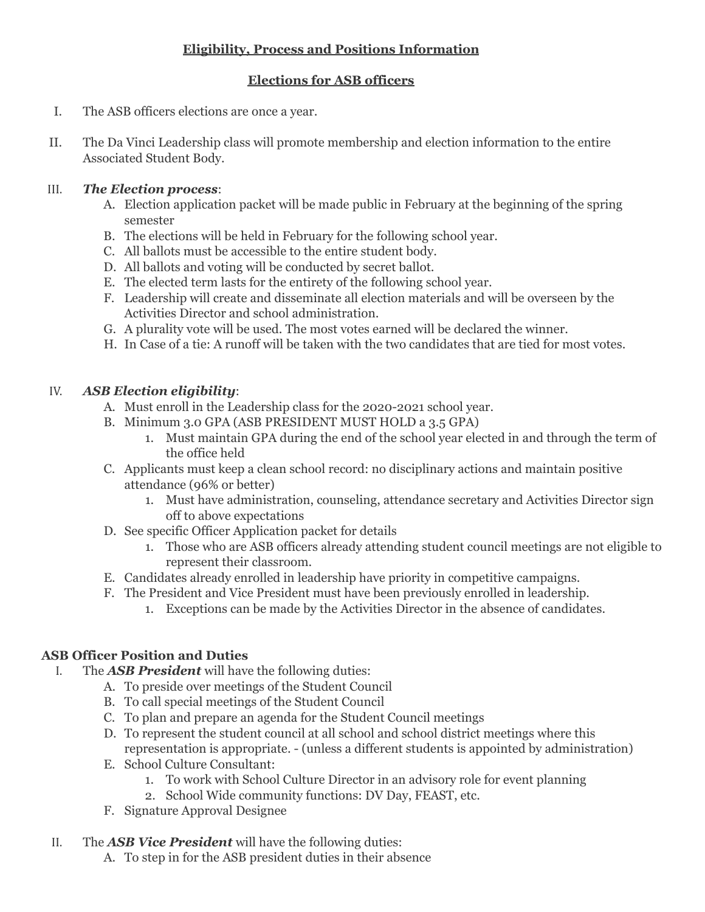**Eligibility, Process and Positions Information**

**Elections for ASB officers**

I. The ASB officers elections are once a year.

II. The Da Vinci Leadership class will promote membership and election information to the entire Associated Student Body.

III. ***The Election process***:
   A. Election application packet will be made public in February at the beginning of the spring semester
   B. The elections will be held in February for the following school year.
   C. All ballots must be accessible to the entire student body.
   D. All ballots and voting will be conducted by secret ballot.
   E. The elected term lasts for the entirety of the following school year.
   F. Leadership will create and disseminate all election materials and will be overseen by the Activities Director and school administration.
   G. A plurality vote will be used. The most votes earned will be declared the winner.
   H. In Case of a tie: A runoff will be taken with the two candidates that are tied for most votes.

IV. ***ASB Election eligibility***:
   A. Must enroll in the Leadership class for the 2020-2021 school year.
   B. Minimum 3.0 GPA (ASB PRESIDENT MUST HOLD a 3.5 GPA)
      1. Must maintain GPA during the end of the school year elected in and through the term of the office held
   C. Applicants must keep a clean school record: no disciplinary actions and maintain positive attendance (96% or better)
      1. Must have administration, counseling, attendance secretary and Activities Director sign off to above expectations
   D. See specific Officer Application packet for details
      1. Those who are ASB officers already attending student council meetings are not eligible to represent their classroom.
   E. Candidates already enrolled in leadership have priority in competitive campaigns.
   F. The President and Vice President must have been previously enrolled in leadership.
      1. Exceptions can be made by the Activities Director in the absence of candidates.

**ASB Officer Position and Duties**

I. The ***ASB President*** will have the following duties:
   A. To preside over meetings of the Student Council
   B. To call special meetings of the Student Council
   C. To plan and prepare an agenda for the Student Council meetings
   D. To represent the student council at all school and school district meetings where this representation is appropriate. - (unless a different students is appointed by administration)
   E. School Culture Consultant:
      1. To work with School Culture Director in an advisory role for event planning
      2. School Wide community functions: DV Day, FEAST, etc.
   F. Signature Approval Designee

II. The ***ASB Vice President*** will have the following duties:
   A. To step in for the ASB president duties in their absence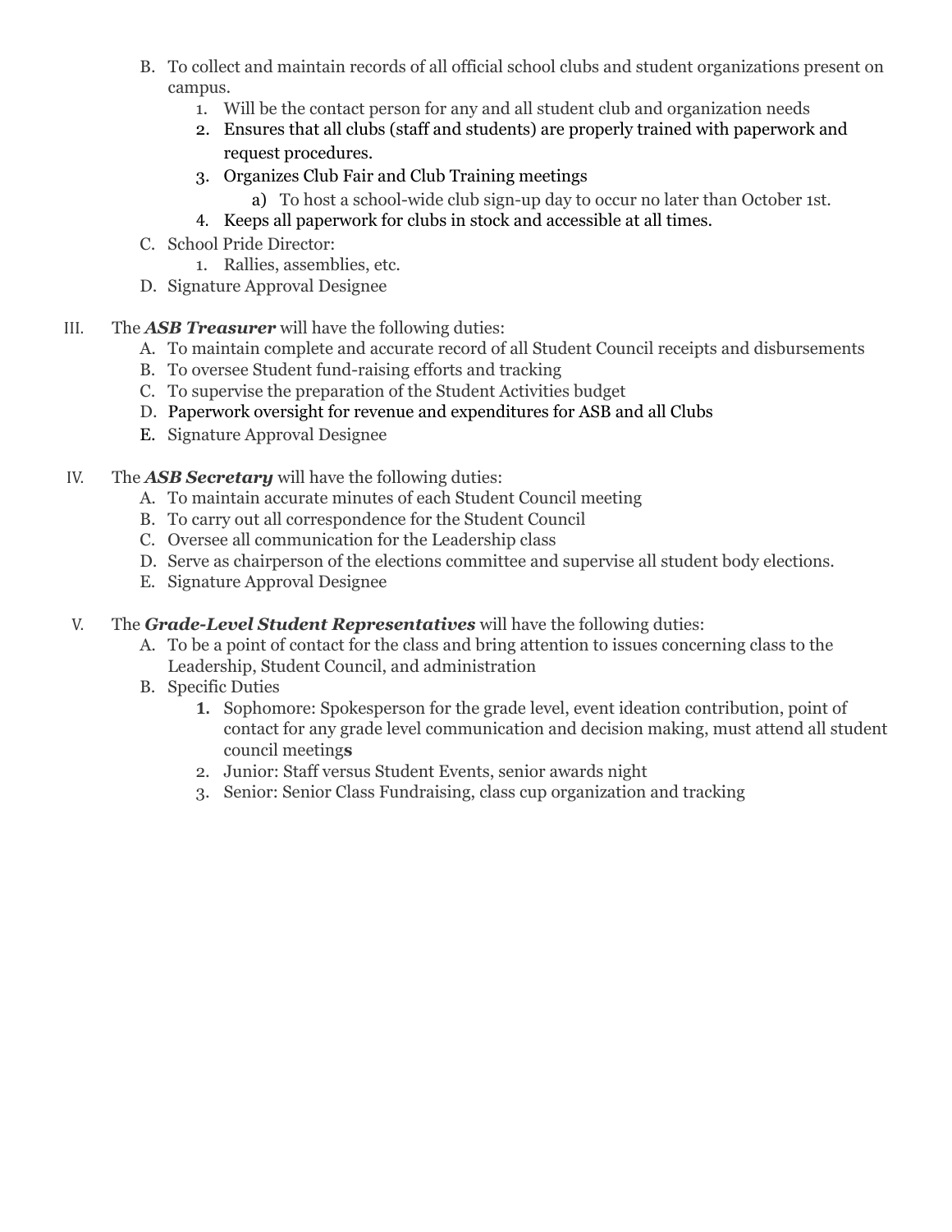B. To collect and maintain records of all official school clubs and student organizations present on campus.
   1. Will be the contact person for any and all student club and organization needs
   2. Ensures that all clubs (staff and students) are properly trained with paperwork and request procedures.
   3. Organizes Club Fair and Club Training meetings
      a) To host a school-wide club sign-up day to occur no later than October 1st.
   4. Keeps all paperwork for clubs in stock and accessible at all times.

C. School Pride Director:
   1. Rallies, assemblies, etc.

D. Signature Approval Designee

III. The ***ASB Treasurer*** will have the following duties:

   A. To maintain complete and accurate record of all Student Council receipts and disbursements
   B. To oversee Student fund-raising efforts and tracking
   C. To supervise the preparation of the Student Activities budget
   D. Paperwork oversight for revenue and expenditures for ASB and all Clubs
   E. Signature Approval Designee

IV. The ***ASB Secretary*** will have the following duties:

   A. To maintain accurate minutes of each Student Council meeting
   B. To carry out all correspondence for the Student Council
   C. Oversee all communication for the Leadership class
   D. Serve as chairperson of the elections committee and supervise all student body elections.
   E. Signature Approval Designee

V. The ***Grade-Level Student Representatives*** will have the following duties:

   A. To be a point of contact for the class and bring attention to issues concerning class to the Leadership, Student Council, and administration
   B. Specific Duties
      1. Sophomore: Spokesperson for the grade level, event ideation contribution, point of contact for any grade level communication and decision making, must attend all student council meetings
      2. Junior: Staff versus Student Events, senior awards night
      3. Senior: Senior Class Fundraising, class cup organization and tracking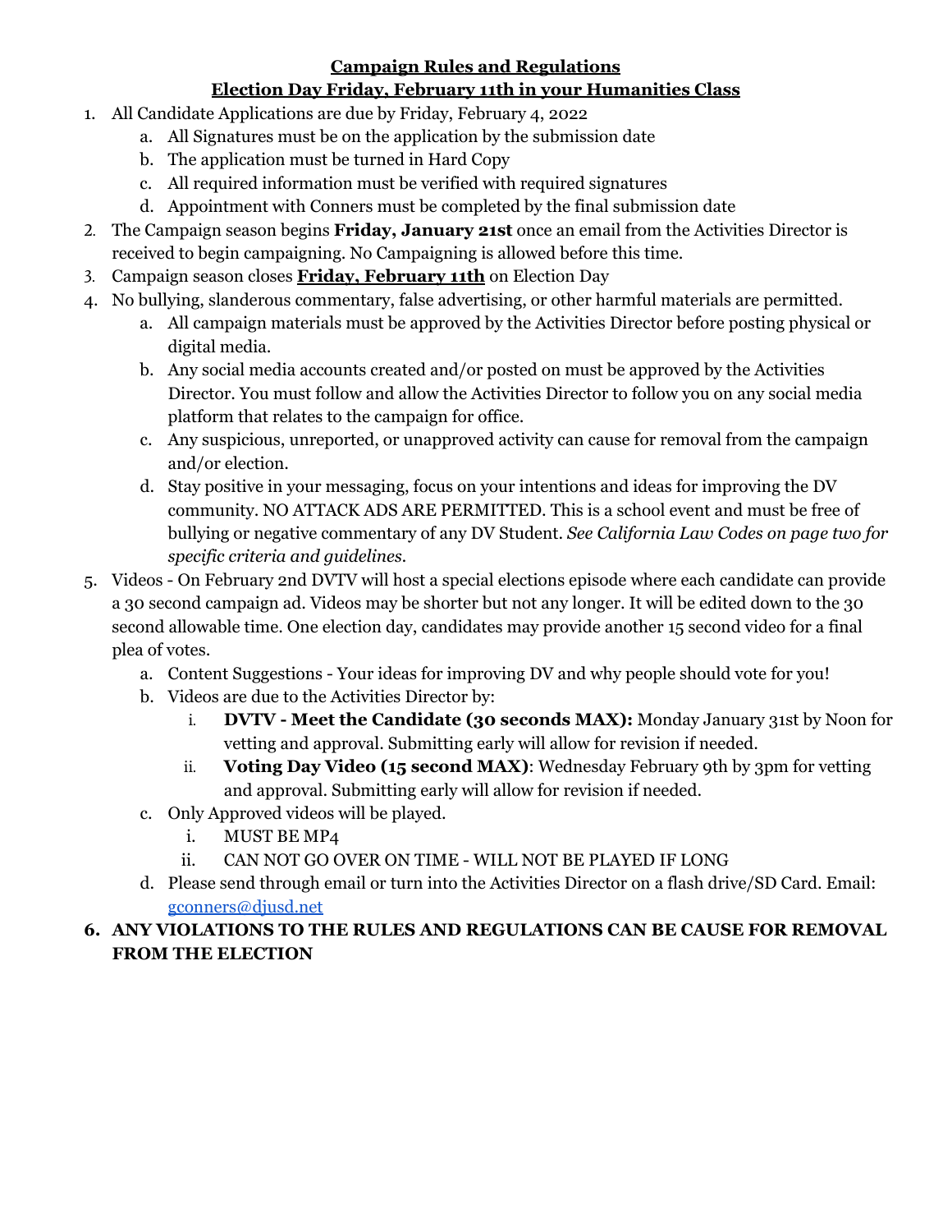## **Campaign Rules and Regulations**

## **Election Day Friday, February 11th in your Humanities Class**

1. All Candidate Applications are due by Friday, February 4, 2022
    a. All Signatures must be on the application by the submission date
    b. The application must be turned in Hard Copy
    c. All required information must be verified with required signatures
    d. Appointment with Conners must be completed by the final submission date
2. The Campaign season begins **Friday, January 21st** once an email from the Activities Director is received to begin campaigning. No Campaigning is allowed before this time.
3. Campaign season closes **Friday, February 11th** on Election Day
4. No bullying, slanderous commentary, false advertising, or other harmful materials are permitted.
    a. All campaign materials must be approved by the Activities Director before posting physical or digital media.
    b. Any social media accounts created and/or posted on must be approved by the Activities Director. You must follow and allow the Activities Director to follow you on any social media platform that relates to the campaign for office.
    c. Any suspicious, unreported, or unapproved activity can cause for removal from the campaign and/or election.
    d. Stay positive in your messaging, focus on your intentions and ideas for improving the DV community. NO ATTACK ADS ARE PERMITTED. This is a school event and must be free of bullying or negative commentary of any DV Student. *See California Law Codes on page two for specific criteria and guidelines.*
5. Videos - On February 2nd DVTV will host a special elections episode where each candidate can provide a 30 second campaign ad. Videos may be shorter but not any longer. It will be edited down to the 30 second allowable time. One election day, candidates may provide another 15 second video for a final plea of votes.
    a. Content Suggestions - Your ideas for improving DV and why people should vote for you!
    b. Videos are due to the Activities Director by:
        i. **DVTV - Meet the Candidate (30 seconds MAX):** Monday January 31st by Noon for vetting and approval. Submitting early will allow for revision if needed.
        ii. **Voting Day Video (15 second MAX)**: Wednesday February 9th by 3pm for vetting and approval. Submitting early will allow for revision if needed.
    c. Only Approved videos will be played.
        i. MUST BE MP4
        ii. CAN NOT GO OVER ON TIME - WILL NOT BE PLAYED IF LONG
    d. Please send through email or turn into the Activities Director on a flash drive/SD Card. Email: gconners@djusd.net
6. **ANY VIOLATIONS TO THE RULES AND REGULATIONS CAN BE CAUSE FOR REMOVAL FROM THE ELECTION**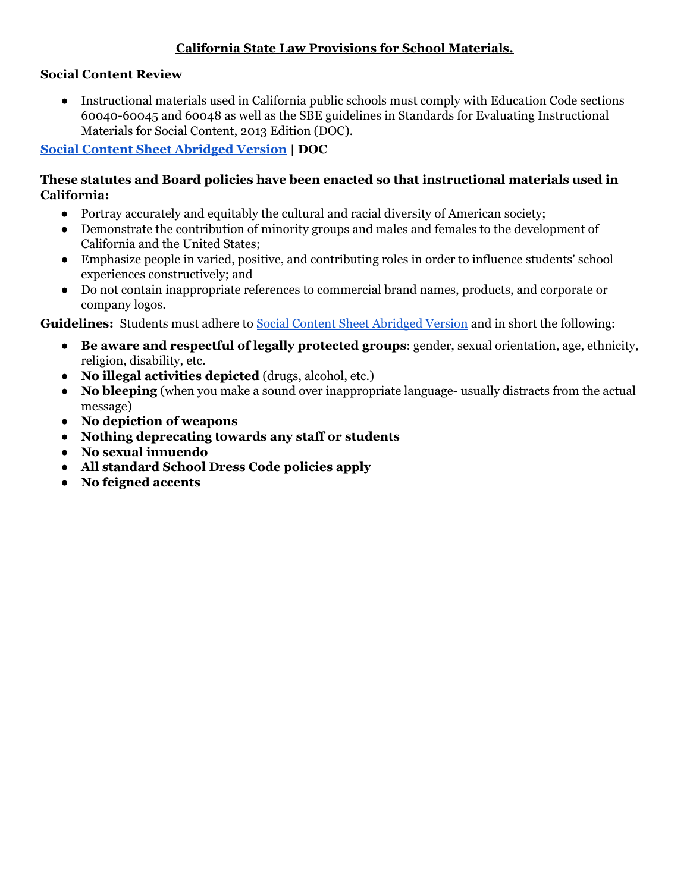# California State Law Provisions for School Materials.

**Social Content Review**

- Instructional materials used in California public schools must comply with Education Code sections 60040-60045 and 60048 as well as the SBE guidelines in Standards for Evaluating Instructional Materials for Social Content, 2013 Edition (DOC).

**Social Content Sheet Abridged Version | DOC**

**These statutes and Board policies have been enacted so that instructional materials used in California:**

- Portray accurately and equitably the cultural and racial diversity of American society;
- Demonstrate the contribution of minority groups and males and females to the development of California and the United States;
- Emphasize people in varied, positive, and contributing roles in order to influence students' school experiences constructively; and
- Do not contain inappropriate references to commercial brand names, products, and corporate or company logos.

**Guidelines:** Students must adhere to Social Content Sheet Abridged Version and in short the following:

- **Be aware and respectful of legally protected groups**: gender, sexual orientation, age, ethnicity, religion, disability, etc.
- **No illegal activities depicted** (drugs, alcohol, etc.)
- **No bleeping** (when you make a sound over inappropriate language- usually distracts from the actual message)
- **No depiction of weapons**
- **Nothing deprecating towards any staff or students**
- **No sexual innuendo**
- **All standard School Dress Code policies apply**
- **No feigned accents**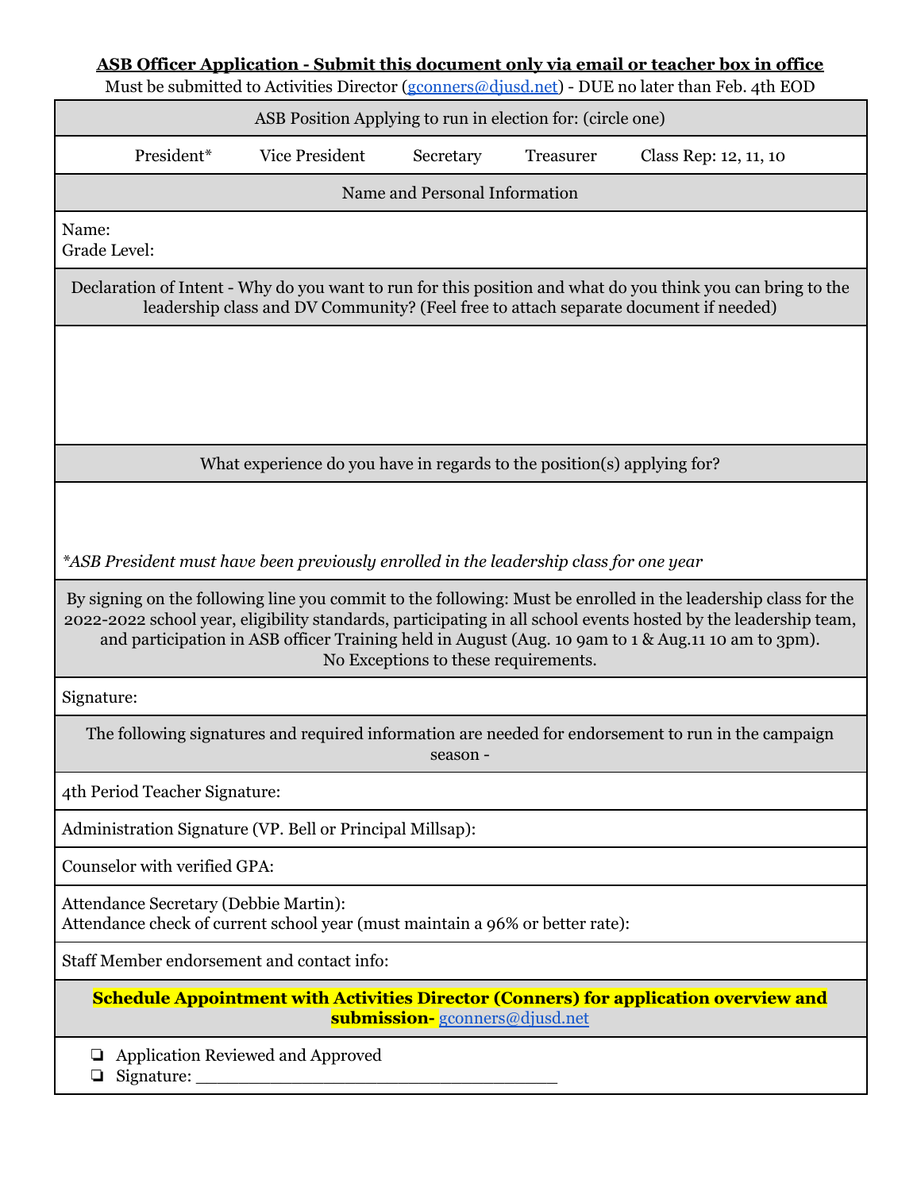**ASB Officer Application - Submit this document only via email or teacher box in office**

Must be submitted to Activities Director (gconners@djusd.net) - DUE no later than Feb. 4th EOD

| ASB Position Applying to run in election for: (circle one) |
|---|
| President*     Vice President     Secretary     Treasurer     Class Rep: 12, 11, 10 |
| Name and Personal Information |
| Name:<br>Grade Level: |
| Declaration of Intent - Why do you want to run for this position and what do you think you can bring to the leadership class and DV Community? (Feel free to attach separate document if needed) |
| |
| What experience do you have in regards to the position(s) applying for? |
| *\*ASB President must have been previously enrolled in the leadership class for one year* |
| By signing on the following line you commit to the following: Must be enrolled in the leadership class for the 2022-2022 school year, eligibility standards, participating in all school events hosted by the leadership team, and participation in ASB officer Training held in August (Aug. 10 9am to 1 & Aug.11 10 am to 3pm).<br>No Exceptions to these requirements. |
| Signature: |
| The following signatures and required information are needed for endorsement to run in the campaign season - |
| 4th Period Teacher Signature: |
| Administration Signature (VP. Bell or Principal Millsap): |
| Counselor with verified GPA: |
| Attendance Secretary (Debbie Martin):<br>Attendance check of current school year (must maintain a 96% or better rate): |
| Staff Member endorsement and contact info: |
| **Schedule Appointment with Activities Director (Conners) for application overview and submission-** gconners@djusd.net |
| ❏ Application Reviewed and Approved<br>❏ Signature: ___________________________________ |